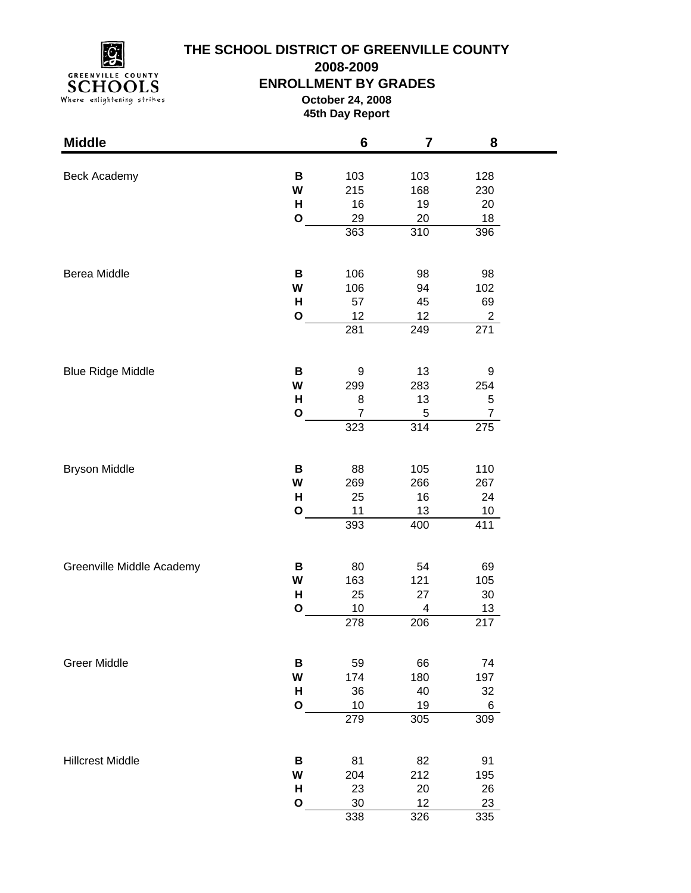# THE SCHOOL DISTRICT OF GREENVILLE COUNTY

## 2008-2009

## ENROLLMENT BY GRADES

**October 24, 2008**

**45th Day Report**

| Middle | | 6 | 7 | 8 |
|---|---|---|---|---|
| Beck Academy | B | 103 | 103 | 128 |
| | W | 215 | 168 | 230 |
| | H | 16 | 19 | 20 |
| | O | 29 | 20 | 18 |
| | | 363 | 310 | 396 |
| Berea Middle | B | 106 | 98 | 98 |
| | W | 106 | 94 | 102 |
| | H | 57 | 45 | 69 |
| | O | 12 | 12 | 2 |
| | | 281 | 249 | 271 |
| Blue Ridge Middle | B | 9 | 13 | 9 |
| | W | 299 | 283 | 254 |
| | H | 8 | 13 | 5 |
| | O | 7 | 5 | 7 |
| | | 323 | 314 | 275 |
| Bryson Middle | B | 88 | 105 | 110 |
| | W | 269 | 266 | 267 |
| | H | 25 | 16 | 24 |
| | O | 11 | 13 | 10 |
| | | 393 | 400 | 411 |
| Greenville Middle Academy | B | 80 | 54 | 69 |
| | W | 163 | 121 | 105 |
| | H | 25 | 27 | 30 |
| | O | 10 | 4 | 13 |
| | | 278 | 206 | 217 |
| Greer Middle | B | 59 | 66 | 74 |
| | W | 174 | 180 | 197 |
| | H | 36 | 40 | 32 |
| | O | 10 | 19 | 6 |
| | | 279 | 305 | 309 |
| Hillcrest Middle | B | 81 | 82 | 91 |
| | W | 204 | 212 | 195 |
| | H | 23 | 20 | 26 |
| | O | 30 | 12 | 23 |
| | | 338 | 326 | 335 |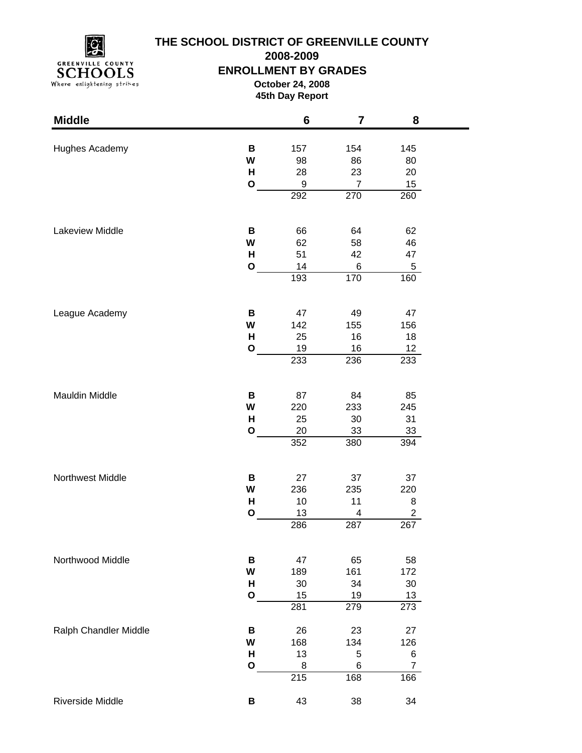# THE SCHOOL DISTRICT OF GREENVILLE COUNTY

## 2008-2009

## ENROLLMENT BY GRADES

**October 24, 2008**

**45th Day Report**

| Middle | | 6 | 7 | 8 |
|---|---|---|---|---|
| Hughes Academy | **B** | 157 | 154 | 145 |
| | **W** | 98 | 86 | 80 |
| | **H** | 28 | 23 | 20 |
| | **O** | 9 | 7 | 15 |
| | | 292 | 270 | 260 |
| Lakeview Middle | **B** | 66 | 64 | 62 |
| | **W** | 62 | 58 | 46 |
| | **H** | 51 | 42 | 47 |
| | **O** | 14 | 6 | 5 |
| | | 193 | 170 | 160 |
| League Academy | **B** | 47 | 49 | 47 |
| | **W** | 142 | 155 | 156 |
| | **H** | 25 | 16 | 18 |
| | **O** | 19 | 16 | 12 |
| | | 233 | 236 | 233 |
| Mauldin Middle | **B** | 87 | 84 | 85 |
| | **W** | 220 | 233 | 245 |
| | **H** | 25 | 30 | 31 |
| | **O** | 20 | 33 | 33 |
| | | 352 | 380 | 394 |
| Northwest Middle | **B** | 27 | 37 | 37 |
| | **W** | 236 | 235 | 220 |
| | **H** | 10 | 11 | 8 |
| | **O** | 13 | 4 | 2 |
| | | 286 | 287 | 267 |
| Northwood Middle | **B** | 47 | 65 | 58 |
| | **W** | 189 | 161 | 172 |
| | **H** | 30 | 34 | 30 |
| | **O** | 15 | 19 | 13 |
| | | 281 | 279 | 273 |
| Ralph Chandler Middle | **B** | 26 | 23 | 27 |
| | **W** | 168 | 134 | 126 |
| | **H** | 13 | 5 | 6 |
| | **O** | 8 | 6 | 7 |
| | | 215 | 168 | 166 |
| Riverside Middle | **B** | 43 | 38 | 34 |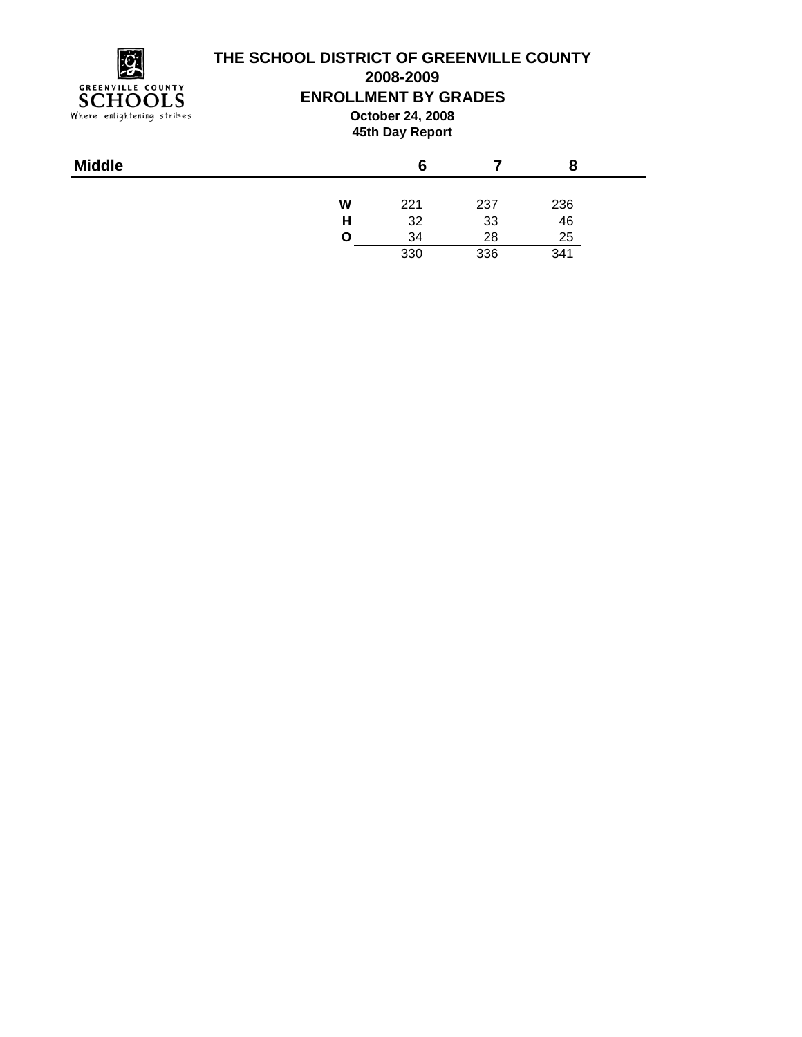# THE SCHOOL DISTRICT OF GREENVILLE COUNTY

## 2008-2009

## ENROLLMENT BY GRADES

**October 24, 2008**

**45th Day Report**

| Middle | | 6 | 7 | 8 |
|---|---|---|---|---|
| | **W** | 221 | 237 | 236 |
| | **H** | 32 | 33 | 46 |
| | **O** | 34 | 28 | 25 |
| | | 330 | 336 | 341 |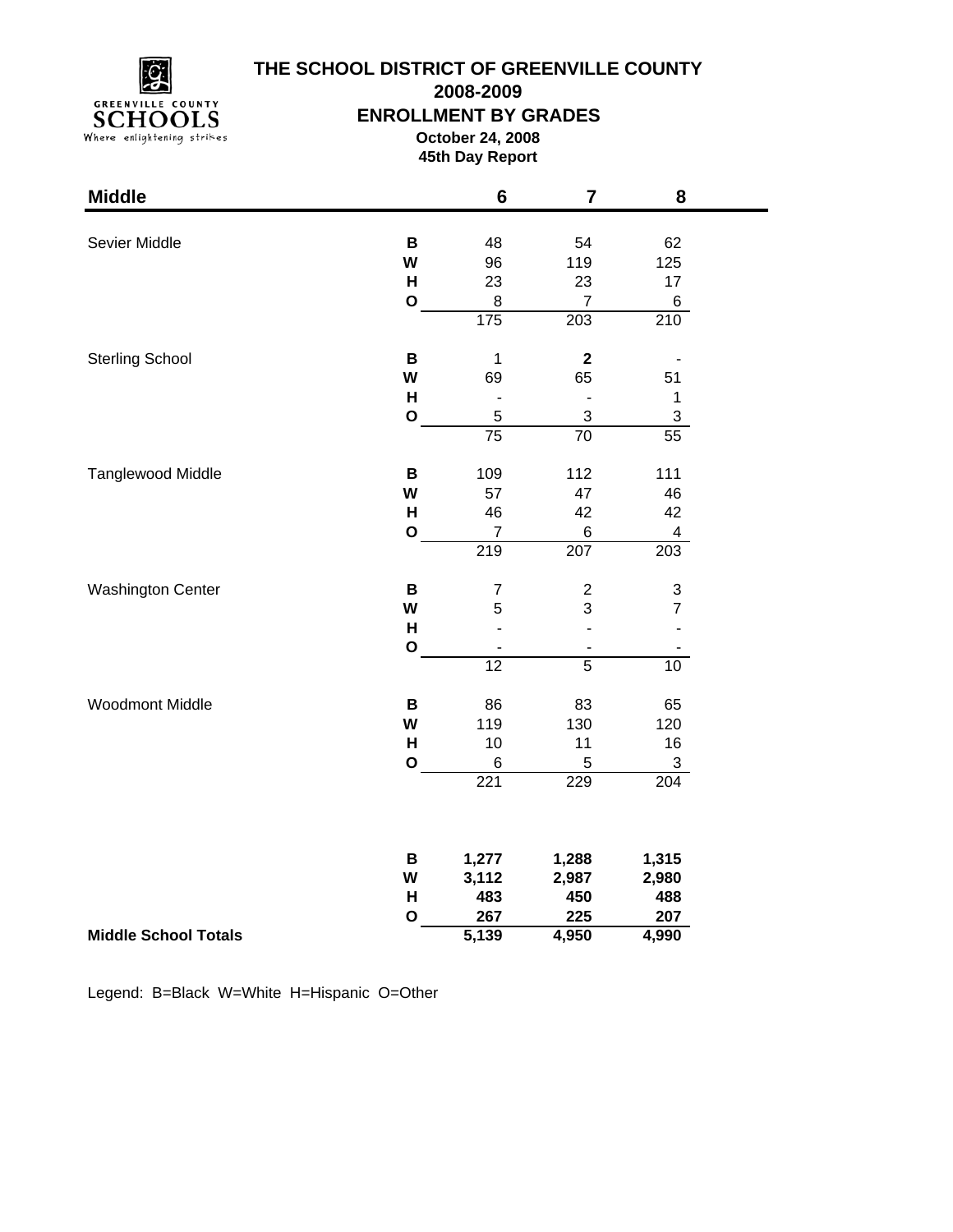# THE SCHOOL DISTRICT OF GREENVILLE COUNTY

## 2008-2009

## ENROLLMENT BY GRADES

**October 24, 2008**

**45th Day Report**

| Middle | | 6 | 7 | 8 |
|---|---|---|---|---|
| Sevier Middle | **B** | 48 | 54 | 62 |
| | **W** | 96 | 119 | 125 |
| | **H** | 23 | 23 | 17 |
| | **O** | 8 | 7 | 6 |
| | | 175 | 203 | 210 |
| Sterling School | **B** | 1 | **2** | - |
| | **W** | 69 | 65 | 51 |
| | **H** | - | - | 1 |
| | **O** | 5 | 3 | 3 |
| | | 75 | 70 | 55 |
| Tanglewood Middle | **B** | 109 | 112 | 111 |
| | **W** | 57 | 47 | 46 |
| | **H** | 46 | 42 | 42 |
| | **O** | 7 | 6 | 4 |
| | | 219 | 207 | 203 |
| Washington Center | **B** | 7 | 2 | 3 |
| | **W** | 5 | 3 | 7 |
| | **H** | - | - | - |
| | **O** | - | - | - |
| | | 12 | 5 | 10 |
| Woodmont Middle | **B** | 86 | 83 | 65 |
| | **W** | 119 | 130 | 120 |
| | **H** | 10 | 11 | 16 |
| | **O** | 6 | 5 | 3 |
| | | 221 | 229 | 204 |
| | **B** | **1,277** | **1,288** | **1,315** |
| | **W** | **3,112** | **2,987** | **2,980** |
| | **H** | **483** | **450** | **488** |
| | **O** | **267** | **225** | **207** |
| **Middle School Totals** | | **5,139** | **4,950** | **4,990** |

Legend: B=Black W=White H=Hispanic O=Other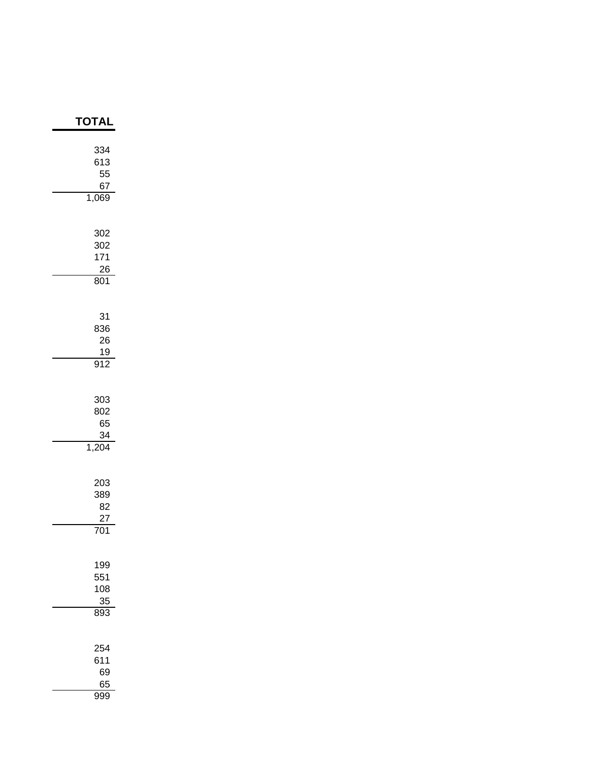| TOTAL |
|---:|
| 334 |
| 613 |
| 55 |
| 67 |
| 1,069 |
| |
| 302 |
| 302 |
| 171 |
| 26 |
| 801 |
| |
| 31 |
| 836 |
| 26 |
| 19 |
| 912 |
| |
| 303 |
| 802 |
| 65 |
| 34 |
| 1,204 |
| |
| 203 |
| 389 |
| 82 |
| 27 |
| 701 |
| |
| 199 |
| 551 |
| 108 |
| 35 |
| 893 |
| |
| 254 |
| 611 |
| 69 |
| 65 |
| 999 |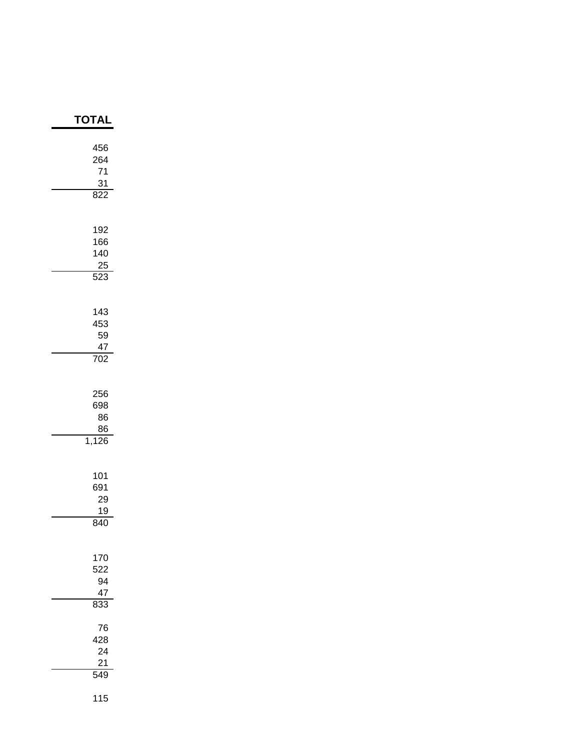| TOTAL |
|---|
| 456 |
| 264 |
| 71 |
| 31 |
| 822 |
| |
| 192 |
| 166 |
| 140 |
| 25 |
| 523 |
| |
| 143 |
| 453 |
| 59 |
| 47 |
| 702 |
| |
| 256 |
| 698 |
| 86 |
| 86 |
| 1,126 |
| |
| 101 |
| 691 |
| 29 |
| 19 |
| 840 |
| |
| 170 |
| 522 |
| 94 |
| 47 |
| 833 |
| |
| 76 |
| 428 |
| 24 |
| 21 |
| 549 |
| |
| 115 |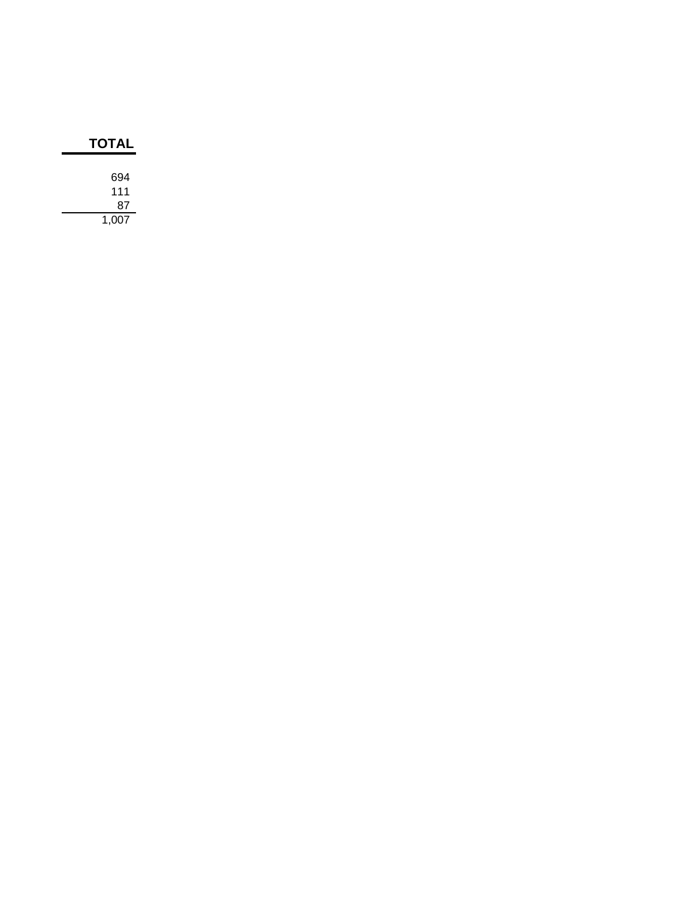| TOTAL |
| ---: |
| 694 |
| 111 |
| 87 |
| 1,007 |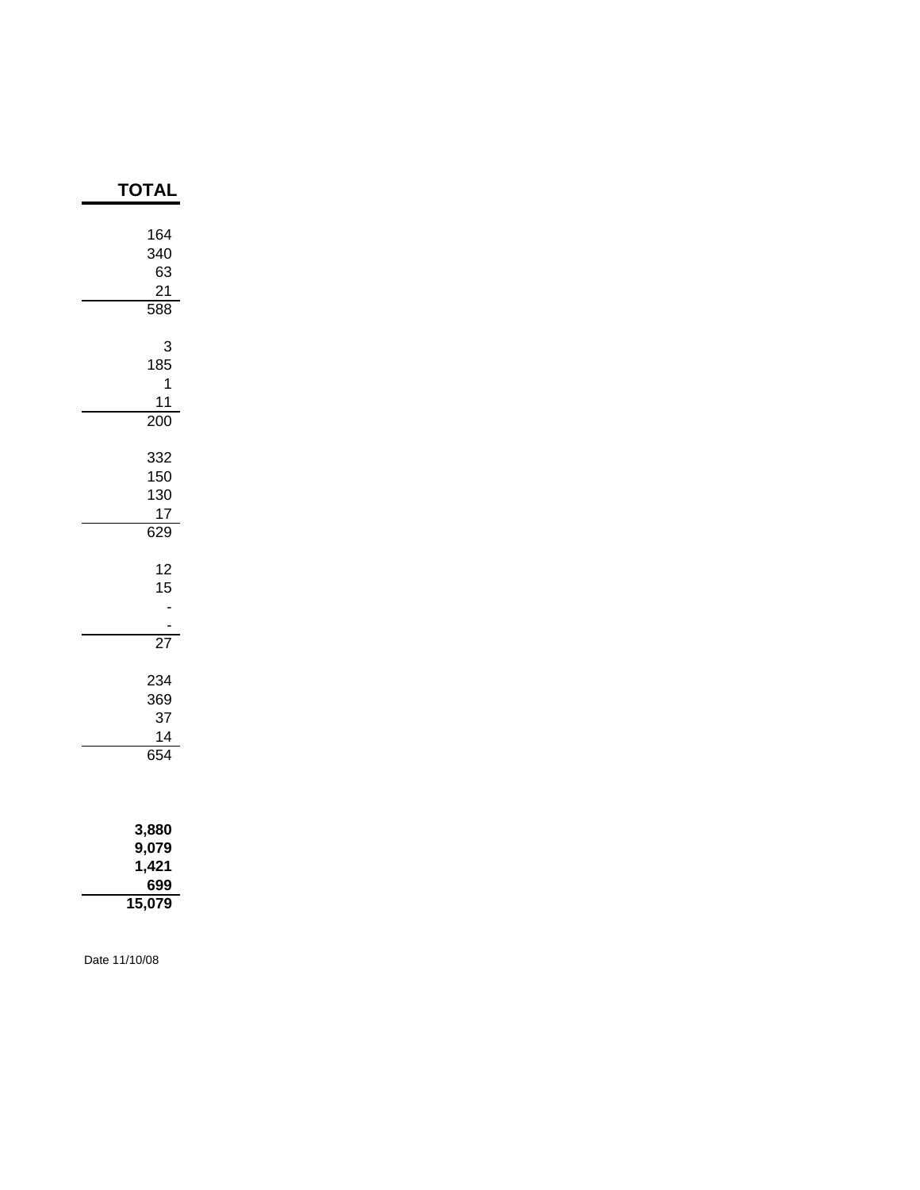| TOTAL |
|---|
| |
| 164 |
| 340 |
| 63 |
| 21 |
| 588 |
| |
| 3 |
| 185 |
| 1 |
| 11 |
| 200 |
| |
| 332 |
| 150 |
| 130 |
| 17 |
| 629 |
| |
| 12 |
| 15 |
| - |
| - |
| 27 |
| |
| 234 |
| 369 |
| 37 |
| 14 |
| 654 |
| |
| **3,880** |
| **9,079** |
| **1,421** |
| **699** |
| **15,079** |

Date 11/10/08